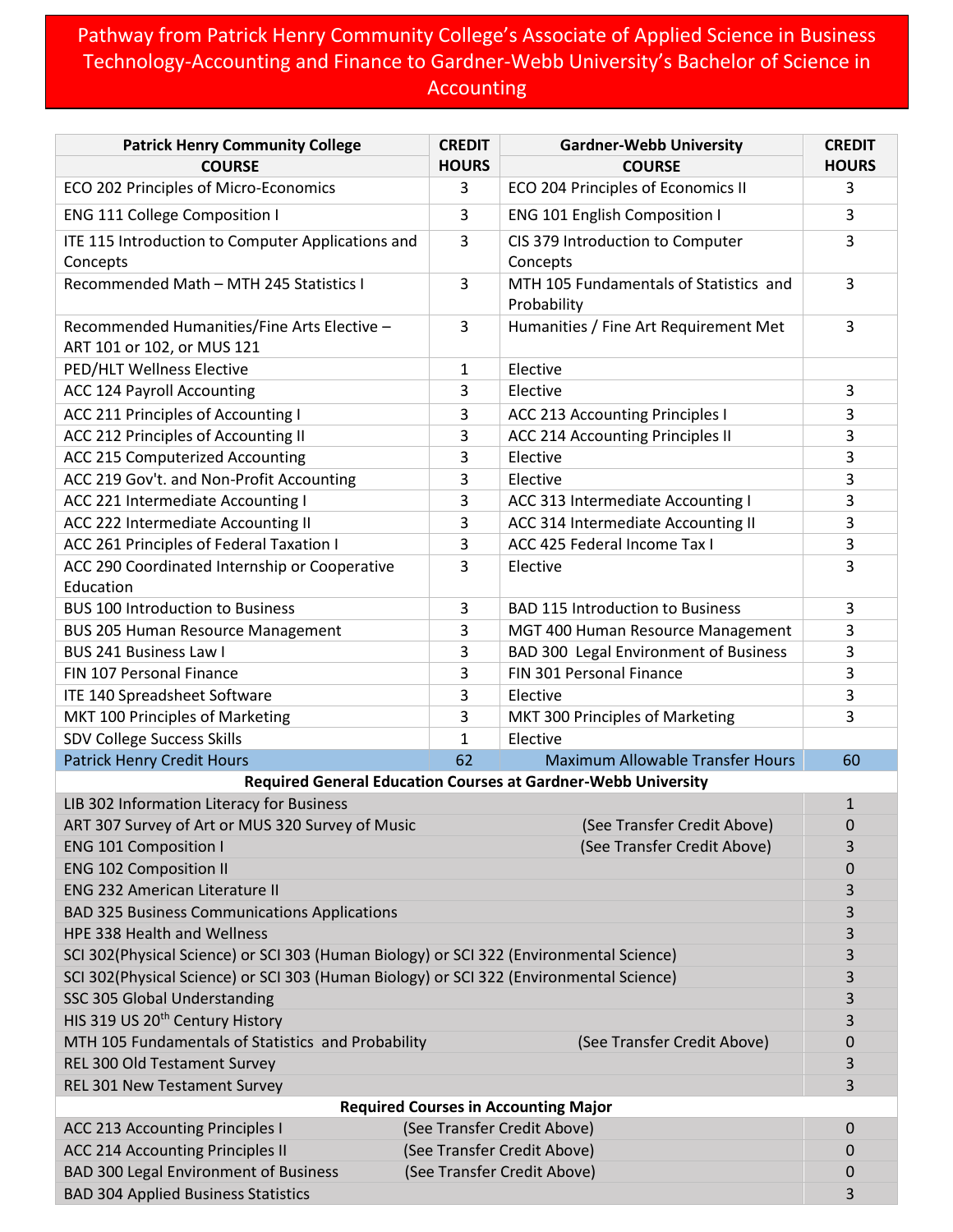# Pathway from Patrick Henry Community College's Associate of Applied Science in Business Technology-Accounting and Finance to Gardner-Webb University's Bachelor of Science in Accounting

| Patrick Henry Community College COURSE | CREDIT HOURS | Gardner-Webb University COURSE | CREDIT HOURS |
|---|---|---|---|
| ECO 202 Principles of Micro-Economics | 3 | ECO 204 Principles of Economics II | 3 |
| ENG 111 College Composition I | 3 | ENG 101 English Composition I | 3 |
| ITE 115 Introduction to Computer Applications and Concepts | 3 | CIS 379 Introduction to Computer Concepts | 3 |
| Recommended Math – MTH 245 Statistics I | 3 | MTH 105 Fundamentals of Statistics and Probability | 3 |
| Recommended Humanities/Fine Arts Elective – ART 101 or 102, or MUS 121 | 3 | Humanities / Fine Art Requirement Met | 3 |
| PED/HLT Wellness Elective | 1 | Elective | |
| ACC 124 Payroll Accounting | 3 | Elective | 3 |
| ACC 211 Principles of Accounting I | 3 | ACC 213 Accounting Principles I | 3 |
| ACC 212 Principles of Accounting II | 3 | ACC 214 Accounting Principles II | 3 |
| ACC 215 Computerized Accounting | 3 | Elective | 3 |
| ACC 219 Gov't. and Non-Profit Accounting | 3 | Elective | 3 |
| ACC 221 Intermediate Accounting I | 3 | ACC 313 Intermediate Accounting I | 3 |
| ACC 222 Intermediate Accounting II | 3 | ACC 314 Intermediate Accounting II | 3 |
| ACC 261 Principles of Federal Taxation I | 3 | ACC 425 Federal Income Tax I | 3 |
| ACC 290 Coordinated Internship or Cooperative Education | 3 | Elective | 3 |
| BUS 100 Introduction to Business | 3 | BAD 115 Introduction to Business | 3 |
| BUS 205 Human Resource Management | 3 | MGT 400 Human Resource Management | 3 |
| BUS 241 Business Law I | 3 | BAD 300 Legal Environment of Business | 3 |
| FIN 107 Personal Finance | 3 | FIN 301 Personal Finance | 3 |
| ITE 140 Spreadsheet Software | 3 | Elective | 3 |
| MKT 100 Principles of Marketing | 3 | MKT 300 Principles of Marketing | 3 |
| SDV College Success Skills | 1 | Elective | |
| Patrick Henry Credit Hours | 62 | Maximum Allowable Transfer Hours | 60 |

**Required General Education Courses at Gardner-Webb University**

| Course | | Credit Hours |
|---|---|---|
| LIB 302 Information Literacy for Business | | 1 |
| ART 307 Survey of Art or MUS 320 Survey of Music | (See Transfer Credit Above) | 0 |
| ENG 101 Composition I | (See Transfer Credit Above) | 3 |
| ENG 102 Composition II | | 0 |
| ENG 232 American Literature II | | 3 |
| BAD 325 Business Communications Applications | | 3 |
| HPE 338 Health and Wellness | | 3 |
| SCI 302(Physical Science) or SCI 303 (Human Biology) or SCI 322 (Environmental Science) | | 3 |
| SCI 302(Physical Science) or SCI 303 (Human Biology) or SCI 322 (Environmental Science) | | 3 |
| SSC 305 Global Understanding | | 3 |
| HIS 319 US 20th Century History | | 3 |
| MTH 105 Fundamentals of Statistics and Probability | (See Transfer Credit Above) | 0 |
| REL 300 Old Testament Survey | | 3 |
| REL 301 New Testament Survey | | 3 |

**Required Courses in Accounting Major**

| Course | | Credit Hours |
|---|---|---|
| ACC 213 Accounting Principles I | (See Transfer Credit Above) | 0 |
| ACC 214 Accounting Principles II | (See Transfer Credit Above) | 0 |
| BAD 300 Legal Environment of Business | (See Transfer Credit Above) | 0 |
| BAD 304 Applied Business Statistics | | 3 |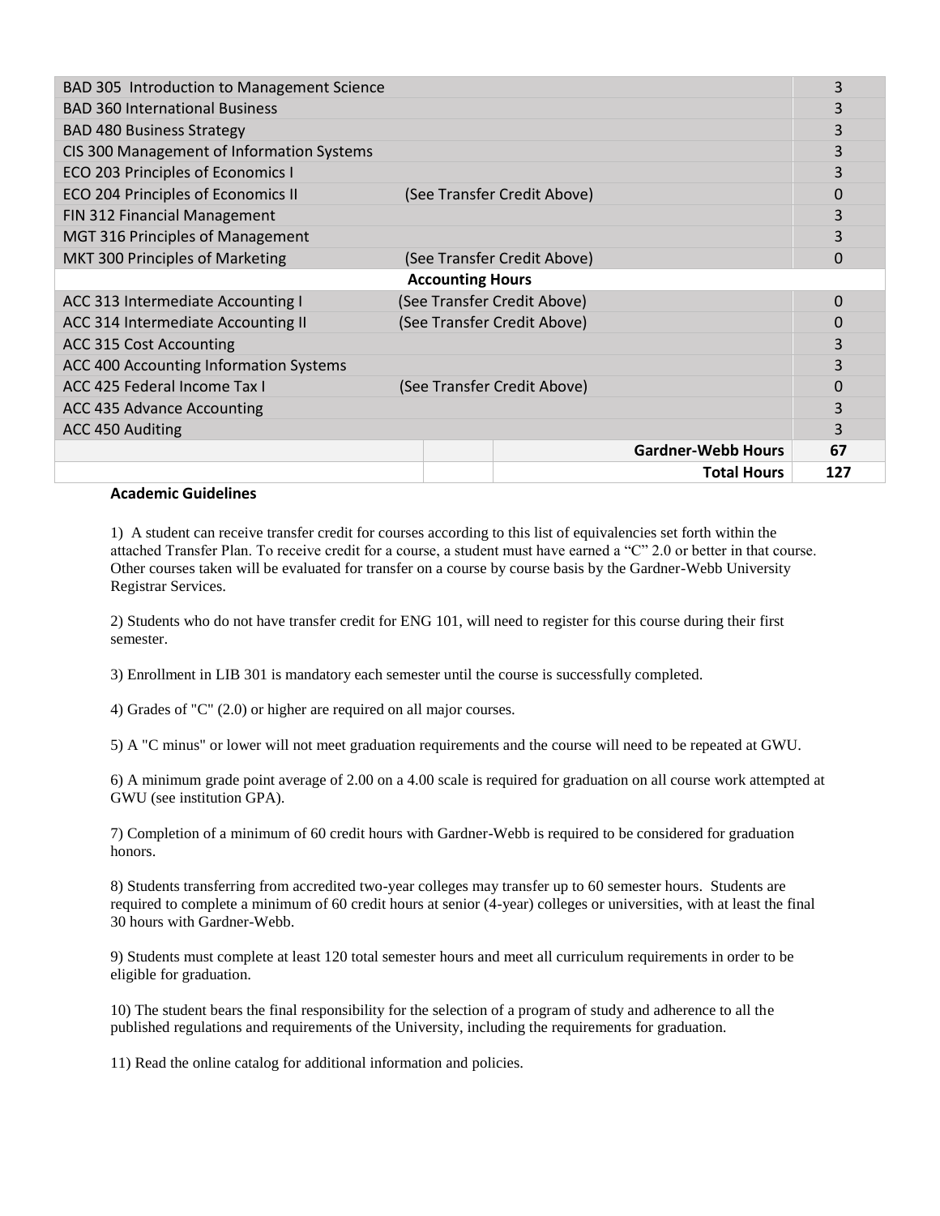| | | | |
|---|---|---|---|
| BAD 305 Introduction to Management Science | | | 3 |
| BAD 360 International Business | | | 3 |
| BAD 480 Business Strategy | | | 3 |
| CIS 300 Management of Information Systems | | | 3 |
| ECO 203 Principles of Economics I | | | 3 |
| ECO 204 Principles of Economics II | (See Transfer Credit Above) | | 0 |
| FIN 312 Financial Management | | | 3 |
| MGT 316 Principles of Management | | | 3 |
| MKT 300 Principles of Marketing | (See Transfer Credit Above) | | 0 |
| **Accounting Hours** | | | |
| ACC 313 Intermediate Accounting I | (See Transfer Credit Above) | | 0 |
| ACC 314 Intermediate Accounting II | (See Transfer Credit Above) | | 0 |
| ACC 315 Cost Accounting | | | 3 |
| ACC 400 Accounting Information Systems | | | 3 |
| ACC 425 Federal Income Tax I | (See Transfer Credit Above) | | 0 |
| ACC 435 Advance Accounting | | | 3 |
| ACC 450 Auditing | | | 3 |
| | | **Gardner-Webb Hours** | **67** |
| | | **Total Hours** | **127** |

**Academic Guidelines**

1) A student can receive transfer credit for courses according to this list of equivalencies set forth within the attached Transfer Plan. To receive credit for a course, a student must have earned a "C" 2.0 or better in that course. Other courses taken will be evaluated for transfer on a course by course basis by the Gardner-Webb University Registrar Services.

2) Students who do not have transfer credit for ENG 101, will need to register for this course during their first semester.

3) Enrollment in LIB 301 is mandatory each semester until the course is successfully completed.

4) Grades of "C" (2.0) or higher are required on all major courses.

5) A "C minus" or lower will not meet graduation requirements and the course will need to be repeated at GWU.

6) A minimum grade point average of 2.00 on a 4.00 scale is required for graduation on all course work attempted at GWU (see institution GPA).

7) Completion of a minimum of 60 credit hours with Gardner-Webb is required to be considered for graduation honors.

8) Students transferring from accredited two-year colleges may transfer up to 60 semester hours. Students are required to complete a minimum of 60 credit hours at senior (4-year) colleges or universities, with at least the final 30 hours with Gardner-Webb.

9) Students must complete at least 120 total semester hours and meet all curriculum requirements in order to be eligible for graduation.

10) The student bears the final responsibility for the selection of a program of study and adherence to all the published regulations and requirements of the University, including the requirements for graduation.

11) Read the online catalog for additional information and policies.